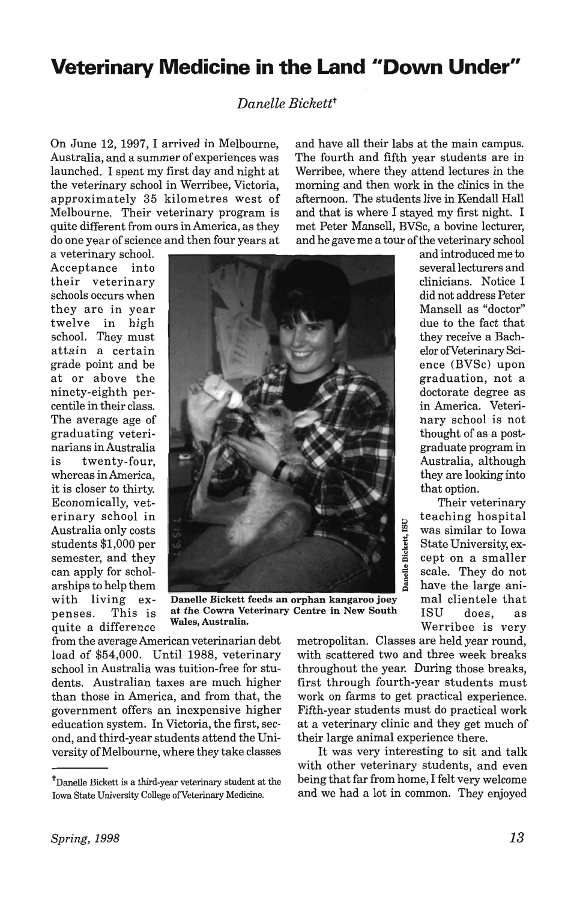# Veterinary Medicine in the Land "Down Under"

*Danelle Bickett*[†]

On June 12, 1997, I arrived in Melbourne, Australia, and a summer of experiences was launched. I spent my first day and night at the veterinary school in Werribee, Victoria, approximately 35 kilometres west of Melbourne. Their veterinary program is quite different from ours in America, as they do one year of science and then four years at a veterinary school. Acceptance into their veterinary schools occurs when they are in year twelve in high school. They must attain a certain grade point and be at or above the ninety-eighth percentile in their class. The average age of graduating veterinarians in Australia is twenty-four, whereas in America, it is closer to thirty. Economically, veterinary school in Australia only costs students $1,000 per semester, and they can apply for scholarships to help them with living expenses. This is quite a difference from the average American veterinarian debt load of $54,000. Until 1988, veterinary school in Australia was tuition-free for students. Australian taxes are much higher than those in America, and from that, the government offers an inexpensive higher education system. In Victoria, the first, second, and third-year students attend the University of Melbourne, where they take classes and have all their labs at the main campus. The fourth and fifth year students are in Werribee, where they attend lectures in the morning and then work in the clinics in the afternoon. The students live in Kendall Hall and that is where I stayed my first night. I met Peter Mansell, BVSc, a bovine lecturer, and he gave me a tour of the veterinary school and introduced me to several lecturers and clinicians. Notice I did not address Peter Mansell as "doctor" due to the fact that they receive a Bachelor of Veterinary Science (BVSc) upon graduation, not a doctorate degree as in America. Veterinary school is not thought of as a postgraduate program in Australia, although they are looking into that option.

Danelle Bickett, ISU

**Danelle Bickett feeds an orphan kangaroo joey at the Cowra Veterinary Centre in New South Wales, Australia.**

Their veterinary teaching hospital was similar to Iowa State University, except on a smaller scale. They do not have the large animal clientele that ISU does, as Werribee is very metropolitan. Classes are held year round, with scattered two and three week breaks throughout the year. During those breaks, first through fourth-year students must work on farms to get practical experience. Fifth-year students must do practical work at a veterinary clinic and they get much of their large animal experience there.

It was very interesting to sit and talk with other veterinary students, and even being that far from home, I felt very welcome and we had a lot in common. They enjoyed

---

[†]Danelle Bickett is a third-year veterinary student at the Iowa State University College of Veterinary Medicine.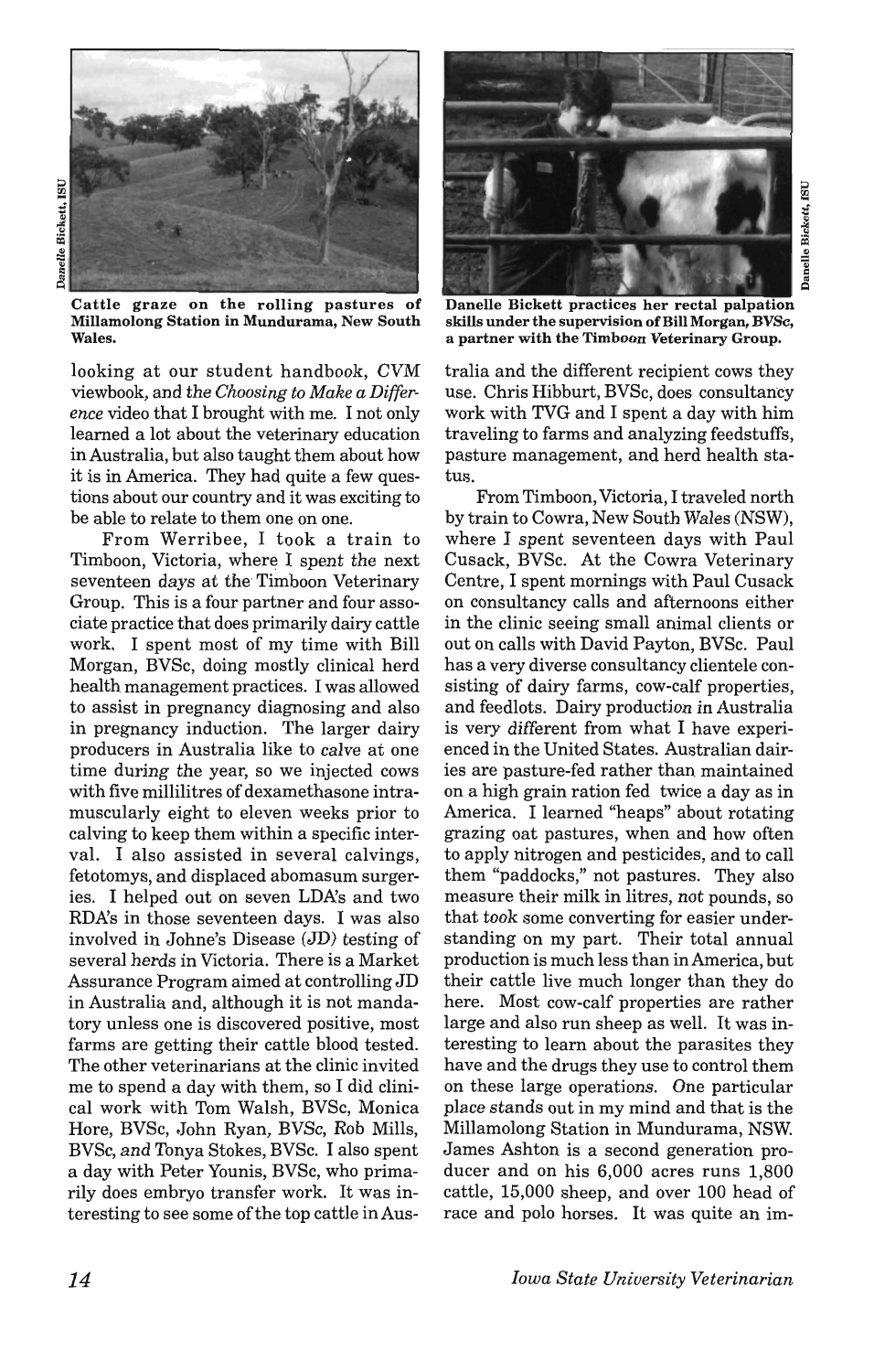Cattle graze on the rolling pastures of Millamolong Station in Mundurama, New South Wales.

Danelle Bickett practices her rectal palpation skills under the supervision of Bill Morgan, BVSc, a partner with the Timboon Veterinary Group.

looking at our student handbook, CVM viewbook, and the *Choosing to Make a Difference* video that I brought with me. I not only learned a lot about the veterinary education in Australia, but also taught them about how it is in America. They had quite a few questions about our country and it was exciting to be able to relate to them one on one.

From Werribee, I took a train to Timboon, Victoria, where I spent the next seventeen days at the Timboon Veterinary Group. This is a four partner and four associate practice that does primarily dairy cattle work. I spent most of my time with Bill Morgan, BVSc, doing mostly clinical herd health management practices. I was allowed to assist in pregnancy diagnosing and also in pregnancy induction. The larger dairy producers in Australia like to calve at one time during the year, so we injected cows with five millilitres of dexamethasone intramuscularly eight to eleven weeks prior to calving to keep them within a specific interval. I also assisted in several calvings, fetotomys, and displaced abomasum surgeries. I helped out on seven LDA's and two RDA's in those seventeen days. I was also involved in Johne's Disease (JD) testing of several herds in Victoria. There is a Market Assurance Program aimed at controlling JD in Australia and, although it is not mandatory unless one is discovered positive, most farms are getting their cattle blood tested. The other veterinarians at the clinic invited me to spend a day with them, so I did clinical work with Tom Walsh, BVSc, Monica Hore, BVSc, John Ryan, BVSc, Rob Mills, BVSc, and Tonya Stokes, BVSc. I also spent a day with Peter Younis, BVSc, who primarily does embryo transfer work. It was interesting to see some of the top cattle in Australia and the different recipient cows they use. Chris Hibburt, BVSc, does consultancy work with TVG and I spent a day with him traveling to farms and analyzing feedstuffs, pasture management, and herd health status.

From Timboon, Victoria, I traveled north by train to Cowra, New South Wales (NSW), where I spent seventeen days with Paul Cusack, BVSc. At the Cowra Veterinary Centre, I spent mornings with Paul Cusack on consultancy calls and afternoons either in the clinic seeing small animal clients or out on calls with David Payton, BVSc. Paul has a very diverse consultancy clientele consisting of dairy farms, cow-calf properties, and feedlots. Dairy production in Australia is very different from what I have experienced in the United States. Australian dairies are pasture-fed rather than maintained on a high grain ration fed twice a day as in America. I learned "heaps" about rotating grazing oat pastures, when and how often to apply nitrogen and pesticides, and to call them "paddocks," not pastures. They also measure their milk in litres, not pounds, so that took some converting for easier understanding on my part. Their total annual production is much less than in America, but their cattle live much longer than they do here. Most cow-calf properties are rather large and also run sheep as well. It was interesting to learn about the parasites they have and the drugs they use to control them on these large operations. One particular place stands out in my mind and that is the Millamolong Station in Mundurama, NSW. James Ashton is a second generation producer and on his 6,000 acres runs 1,800 cattle, 15,000 sheep, and over 100 head of race and polo horses. It was quite an im-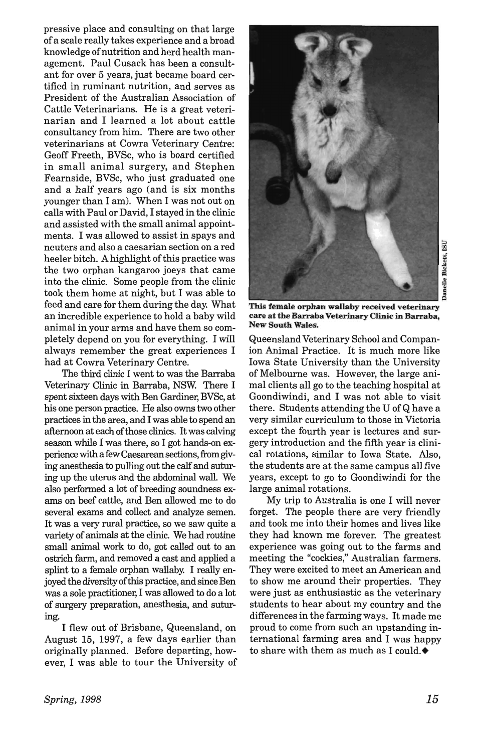pressive place and consulting on that large of a scale really takes experience and a broad knowledge of nutrition and herd health management. Paul Cusack has been a consultant for over 5 years, just became board certified in ruminant nutrition, and serves as President of the Australian Association of Cattle Veterinarians. He is a great veterinarian and I learned a lot about cattle consultancy from him. There are two other veterinarians at Cowra Veterinary Centre: Geoff Freeth, BVSc, who is board certified in small animal surgery, and Stephen Fearnside, BVSc, who just graduated one and a half years ago (and is six months younger than I am). When I was not out on calls with Paul or David, I stayed in the clinic and assisted with the small animal appointments. I was allowed to assist in spays and neuters and also a caesarian section on a red heeler bitch. A highlight of this practice was the two orphan kangaroo joeys that came into the clinic. Some people from the clinic took them home at night, but I was able to feed and care for them during the day. What an incredible experience to hold a baby wild animal in your arms and have them so completely depend on you for everything. I will always remember the great experiences I had at Cowra Veterinary Centre.

The third clinic I went to was the Barraba Veterinary Clinic in Barraba, NSW. There I spent sixteen days with Ben Gardiner, BVSc, at his one person practice. He also owns two other practices in the area, and I was able to spend an afternoon at each of those clinics. It was calving season while I was there, so I got hands-on experience with a few Caesarean sections, from giving anesthesia to pulling out the calf and suturing up the uterus and the abdominal wall. We also performed a lot of breeding soundness exams on beef cattle, and Ben allowed me to do several exams and collect and analyze semen. It was a very rural practice, so we saw quite a variety of animals at the clinic. We had routine small animal work to do, got called out to an ostrich farm, and removed a cast and applied a splint to a female orphan wallaby. I really enjoyed the diversity of this practice, and since Ben was a sole practitioner, I was allowed to do a lot of surgery preparation, anesthesia, and suturing.

I flew out of Brisbane, Queensland, on August 15, 1997, a few days earlier than originally planned. Before departing, however, I was able to tour the University of Queensland Veterinary School and Companion Animal Practice. It is much more like Iowa State University than the University of Melbourne was. However, the large animal clients all go to the teaching hospital at Goondiwindi, and I was not able to visit there. Students attending the U of Q have a very similar curriculum to those in Victoria except the fourth year is lectures and surgery introduction and the fifth year is clinical rotations, similar to Iowa State. Also, the students are at the same campus all five years, except to go to Goondiwindi for the large animal rotations.

**This female orphan wallaby received veterinary care at the Barraba Veterinary Clinic in Barraba, New South Wales.**

Danelle Bickett, ISU

My trip to Australia is one I will never forget. The people there are very friendly and took me into their homes and lives like they had known me forever. The greatest experience was going out to the farms and meeting the "cockies," Australian farmers. They were excited to meet an American and to show me around their properties. They were just as enthusiastic as the veterinary students to hear about my country and the differences in the farming ways. It made me proud to come from such an upstanding international farming area and I was happy to share with them as much as I could.◆